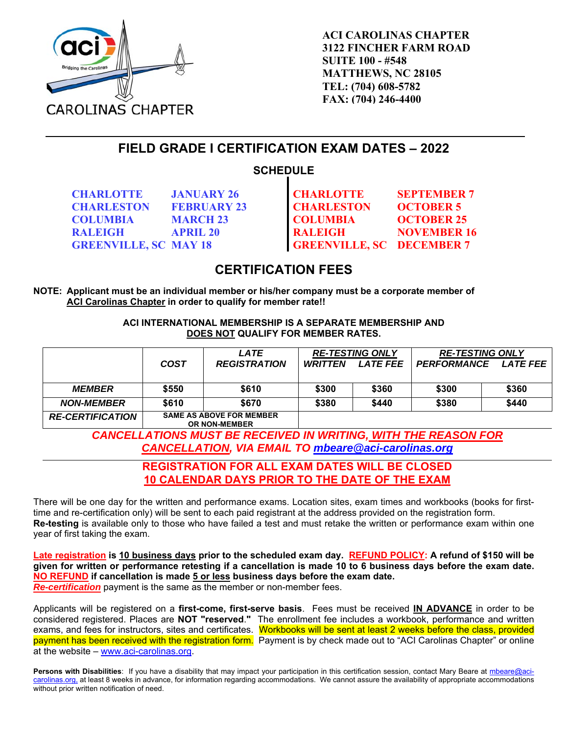ACI CAROLINAS CHAPTER
3122 FINCHER FARM ROAD
SUITE 100 - #548
MATTHEWS, NC 28105
TEL: (704) 608-5782
FAX: (704) 246-4400

# FIELD GRADE I CERTIFICATION EXAM DATES – 2022

## SCHEDULE

| | | | |
|---|---|---|---|
| CHARLOTTE | JANUARY 26 | CHARLOTTE | SEPTEMBER 7 |
| CHARLESTON | FEBRUARY 23 | CHARLESTON | OCTOBER 5 |
| COLUMBIA | MARCH 23 | COLUMBIA | OCTOBER 25 |
| RALEIGH | APRIL 20 | RALEIGH | NOVEMBER 16 |
| GREENVILLE, SC | MAY 18 | GREENVILLE, SC | DECEMBER 7 |

## CERTIFICATION FEES

**NOTE: Applicant must be an individual member or his/her company must be a corporate member of ACI Carolinas Chapter in order to qualify for member rate!!**

**ACI INTERNATIONAL MEMBERSHIP IS A SEPARATE MEMBERSHIP AND DOES NOT QUALIFY FOR MEMBER RATES.**

| | COST | LATE REGISTRATION | RE-TESTING ONLY WRITTEN | RE-TESTING ONLY LATE FEE | RE-TESTING ONLY PERFORMANCE | RE-TESTING ONLY LATE FEE |
|---|---|---|---|---|---|---|
| ***MEMBER*** | **$550** | **$610** | **$300** | **$360** | **$300** | **$360** |
| ***NON-MEMBER*** | **$610** | **$670** | **$380** | **$440** | **$380** | **$440** |
| ***RE-CERTIFICATION*** | **SAME AS ABOVE FOR MEMBER OR NON-MEMBER** | | | | | |

***CANCELLATIONS MUST BE RECEIVED IN WRITING, WITH THE REASON FOR CANCELLATION, VIA EMAIL TO mbeare@aci-carolinas.org***

**REGISTRATION FOR ALL EXAM DATES WILL BE CLOSED 10 CALENDAR DAYS PRIOR TO THE DATE OF THE EXAM**

There will be one day for the written and performance exams. Location sites, exam times and workbooks (books for first-time and re-certification only) will be sent to each paid registrant at the address provided on the registration form. **Re-testing** is available only to those who have failed a test and must retake the written or performance exam within one year of first taking the exam.

**Late registration is 10 business days prior to the scheduled exam day. REFUND POLICY: A refund of $150 will be given for written or performance retesting if a cancellation is made 10 to 6 business days before the exam date. NO REFUND if cancellation is made 5 or less business days before the exam date.**
***Re-certification*** payment is the same as the member or non-member fees.

Applicants will be registered on a **first-come, first-serve basis**. Fees must be received **IN ADVANCE** in order to be considered registered. Places are **NOT "reserved."** The enrollment fee includes a workbook, performance and written exams, and fees for instructors, sites and certificates. Workbooks will be sent at least 2 weeks before the class, provided payment has been received with the registration form. Payment is by check made out to "ACI Carolinas Chapter" or online at the website – www.aci-carolinas.org.

**Persons with Disabilities**: If you have a disability that may impact your participation in this certification session, contact Mary Beare at mbeare@aci-carolinas.org, at least 8 weeks in advance, for information regarding accommodations. We cannot assure the availability of appropriate accommodations without prior written notification of need.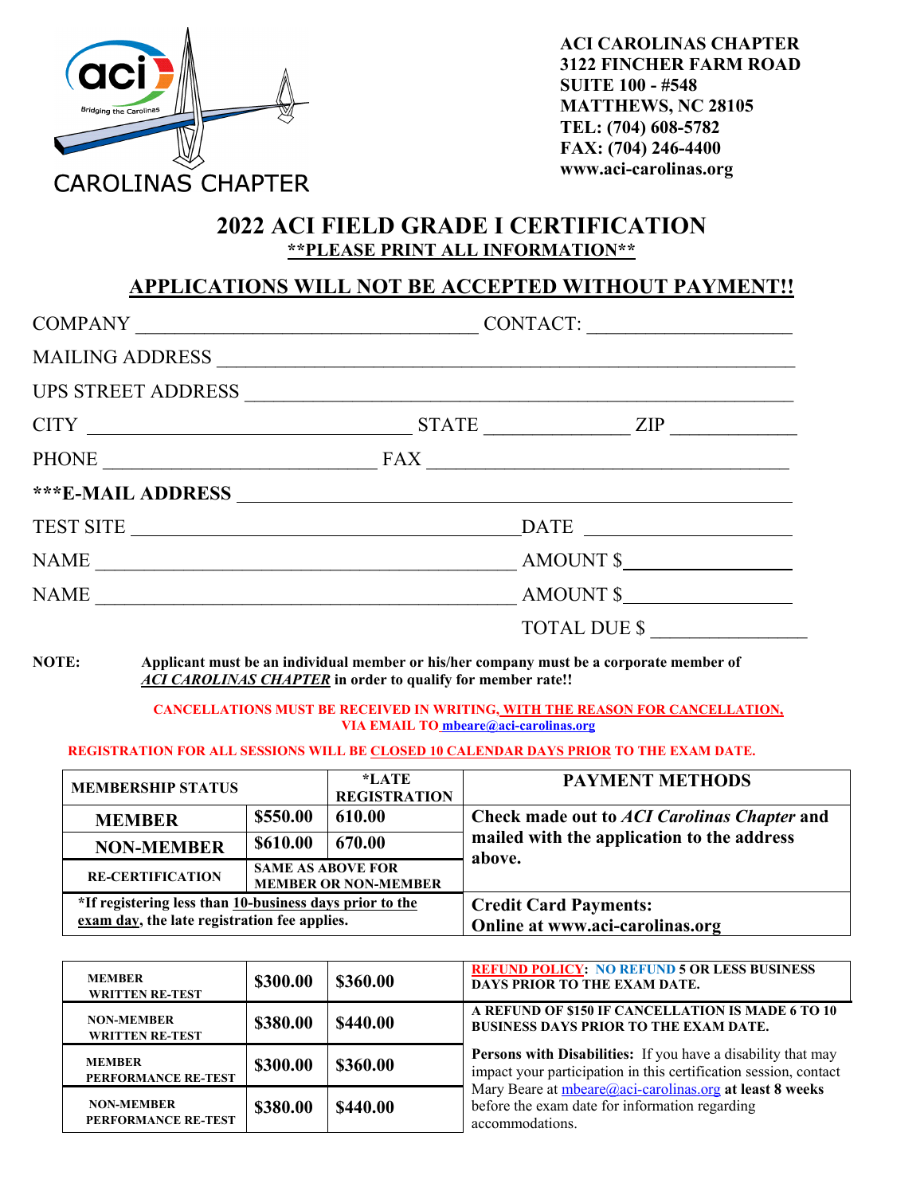aci Bridging the Carolinas
CAROLINAS CHAPTER

**ACI CAROLINAS CHAPTER**
**3122 FINCHER FARM ROAD**
**SUITE 100 - #548**
**MATTHEWS, NC 28105**
**TEL: (704) 608-5782**
**FAX: (704) 246-4400**
**www.aci-carolinas.org**

# 2022 ACI FIELD GRADE I CERTIFICATION

**\*\*PLEASE PRINT ALL INFORMATION\*\***

## APPLICATIONS WILL NOT BE ACCEPTED WITHOUT PAYMENT!!

COMPANY ______________________________ CONTACT: ____________________

MAILING ADDRESS ______________________________________________

UPS STREET ADDRESS ____________________________________________

CITY ____________________ STATE ____________ ZIP ____________

PHONE ____________________ FAX ______________________________

**\*\*\*E-MAIL ADDRESS** ____________________________________________

TEST SITE ______________________________ DATE ____________________

NAME ______________________________ AMOUNT $________________

NAME ______________________________ AMOUNT $________________

TOTAL DUE $ ________________

**NOTE:** **Applicant must be an individual member or his/her company must be a corporate member of *ACI CAROLINAS CHAPTER* in order to qualify for member rate!!**

**CANCELLATIONS MUST BE RECEIVED IN WRITING, WITH THE REASON FOR CANCELLATION, VIA EMAIL TO mbeare@aci-carolinas.org**

**REGISTRATION FOR ALL SESSIONS WILL BE CLOSED 10 CALENDAR DAYS PRIOR TO THE EXAM DATE.**

| MEMBERSHIP STATUS | | *LATE REGISTRATION | PAYMENT METHODS |
|---|---|---|---|
| MEMBER | $550.00 | 610.00 | Check made out to *ACI Carolinas Chapter* and mailed with the application to the address above. |
| NON-MEMBER | $610.00 | 670.00 | |
| RE-CERTIFICATION | SAME AS ABOVE FOR MEMBER OR NON-MEMBER | | |
| *If registering less than 10-business days prior to the exam day, the late registration fee applies. | | | Credit Card Payments: Online at www.aci-carolinas.org |

| | | | |
|---|---|---|---|
| MEMBER WRITTEN RE-TEST | $300.00 | $360.00 | **REFUND POLICY: NO REFUND 5 OR LESS BUSINESS DAYS PRIOR TO THE EXAM DATE.** |
| NON-MEMBER WRITTEN RE-TEST | $380.00 | $440.00 | **A REFUND OF $150 IF CANCELLATION IS MADE 6 TO 10 BUSINESS DAYS PRIOR TO THE EXAM DATE.** |
| MEMBER PERFORMANCE RE-TEST | $300.00 | $360.00 | **Persons with Disabilities:** If you have a disability that may impact your participation in this certification session, contact Mary Beare at mbeare@aci-carolinas.org **at least 8 weeks** before the exam date for information regarding accommodations. |
| NON-MEMBER PERFORMANCE RE-TEST | $380.00 | $440.00 | |